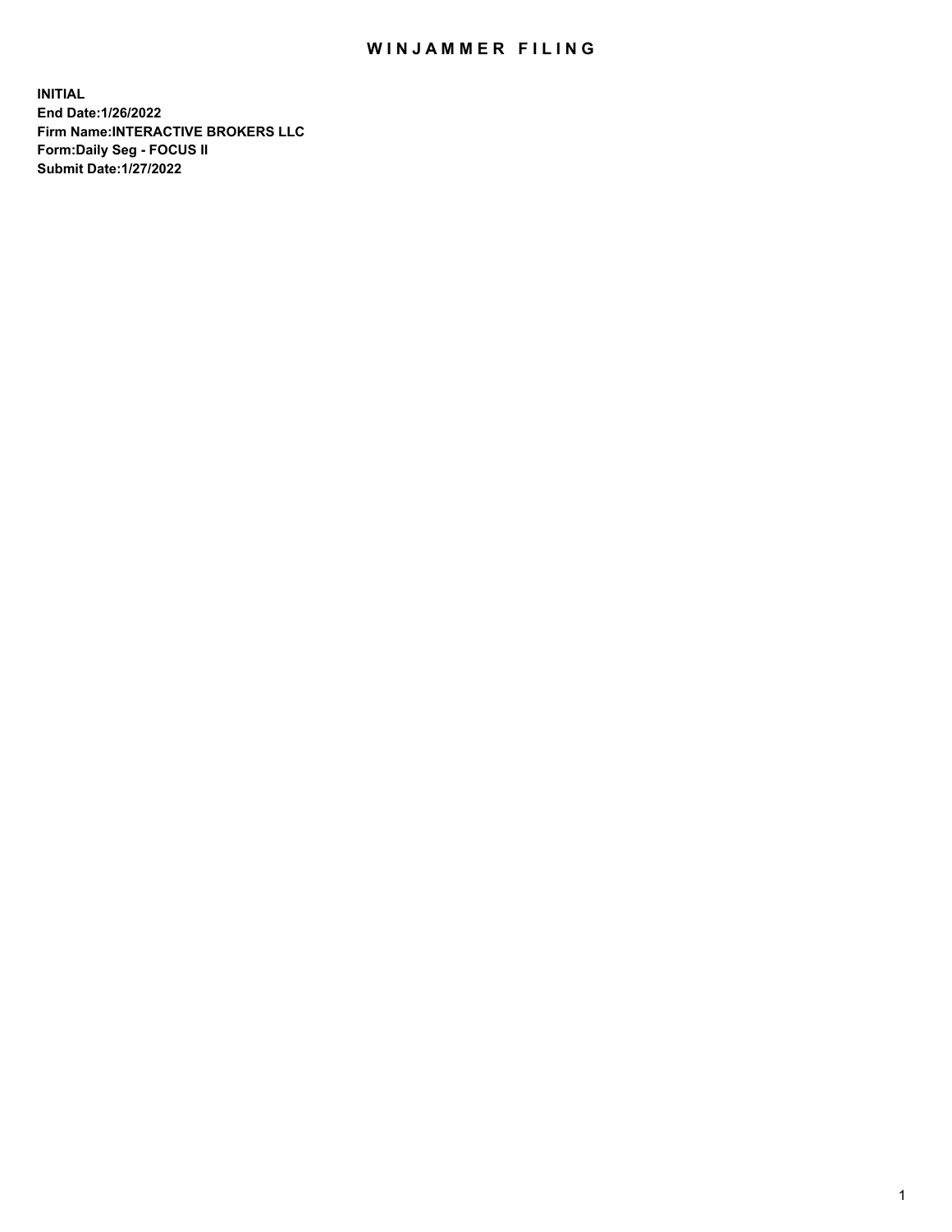# WINJAMMER FILING

**INITIAL**
**End Date:1/26/2022**
**Firm Name:INTERACTIVE BROKERS LLC**
**Form:Daily Seg - FOCUS II**
**Submit Date:1/27/2022**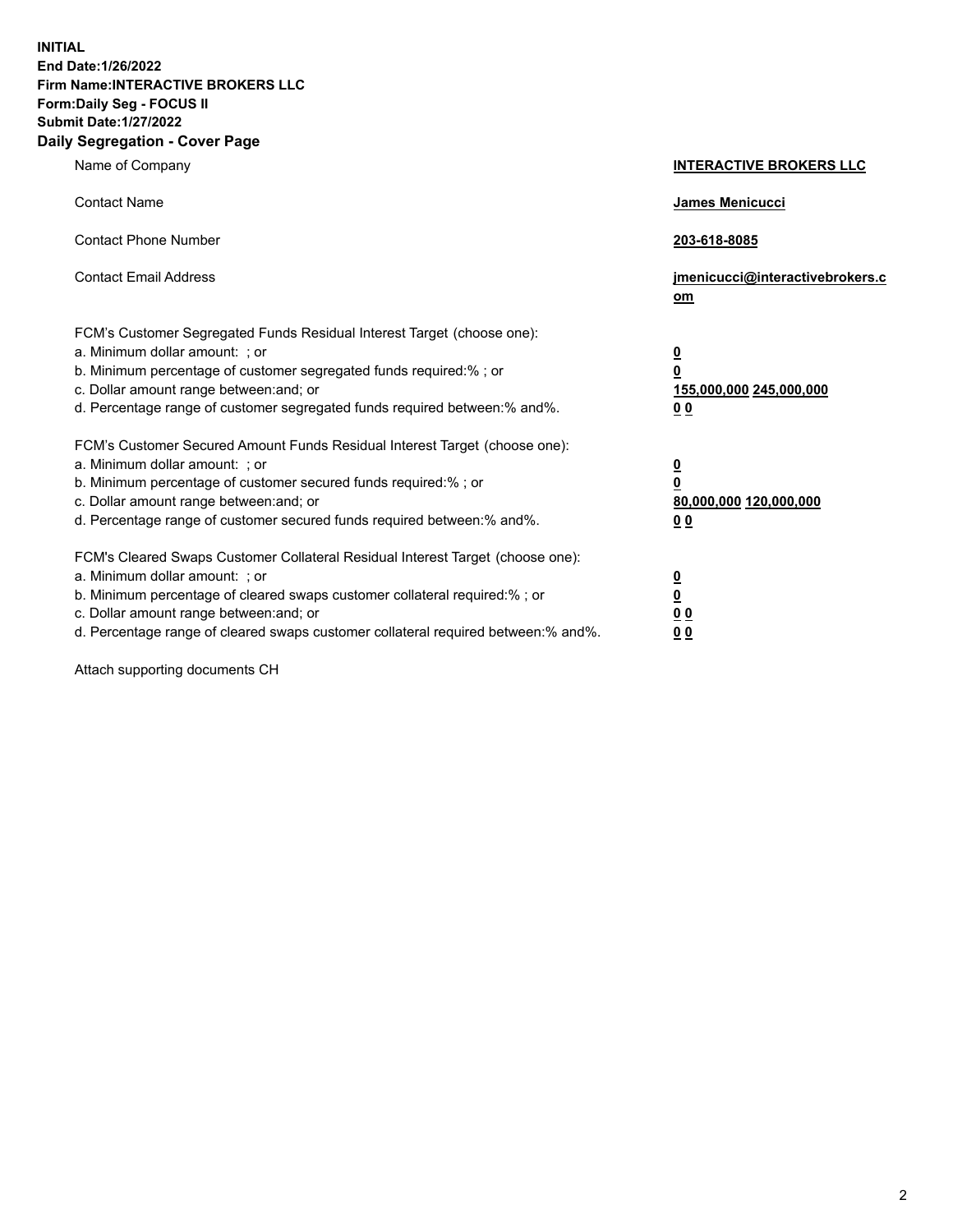**INITIAL**
**End Date:1/26/2022**
**Firm Name:INTERACTIVE BROKERS LLC**
**Form:Daily Seg - FOCUS II**
**Submit Date:1/27/2022**

## Daily Segregation - Cover Page

| | |
|---|---|
| Name of Company | **INTERACTIVE BROKERS LLC** |
| Contact Name | **James Menicucci** |
| Contact Phone Number | **203-618-8085** |
| Contact Email Address | **jmenicucci@interactivebrokers.com** |
| FCM's Customer Segregated Funds Residual Interest Target (choose one): | |
| a. Minimum dollar amount: ; or | **0** |
| b. Minimum percentage of customer segregated funds required:% ; or | **0** |
| c. Dollar amount range between:and; or | **155,000,000 245,000,000** |
| d. Percentage range of customer segregated funds required between:% and%. | **0 0** |
| FCM's Customer Secured Amount Funds Residual Interest Target (choose one): | |
| a. Minimum dollar amount: ; or | **0** |
| b. Minimum percentage of customer secured funds required:% ; or | **0** |
| c. Dollar amount range between:and; or | **80,000,000 120,000,000** |
| d. Percentage range of customer secured funds required between:% and%. | **0 0** |
| FCM's Cleared Swaps Customer Collateral Residual Interest Target (choose one): | |
| a. Minimum dollar amount: ; or | **0** |
| b. Minimum percentage of cleared swaps customer collateral required:% ; or | **0** |
| c. Dollar amount range between:and; or | **0 0** |
| d. Percentage range of cleared swaps customer collateral required between:% and%. | **0 0** |

Attach supporting documents CH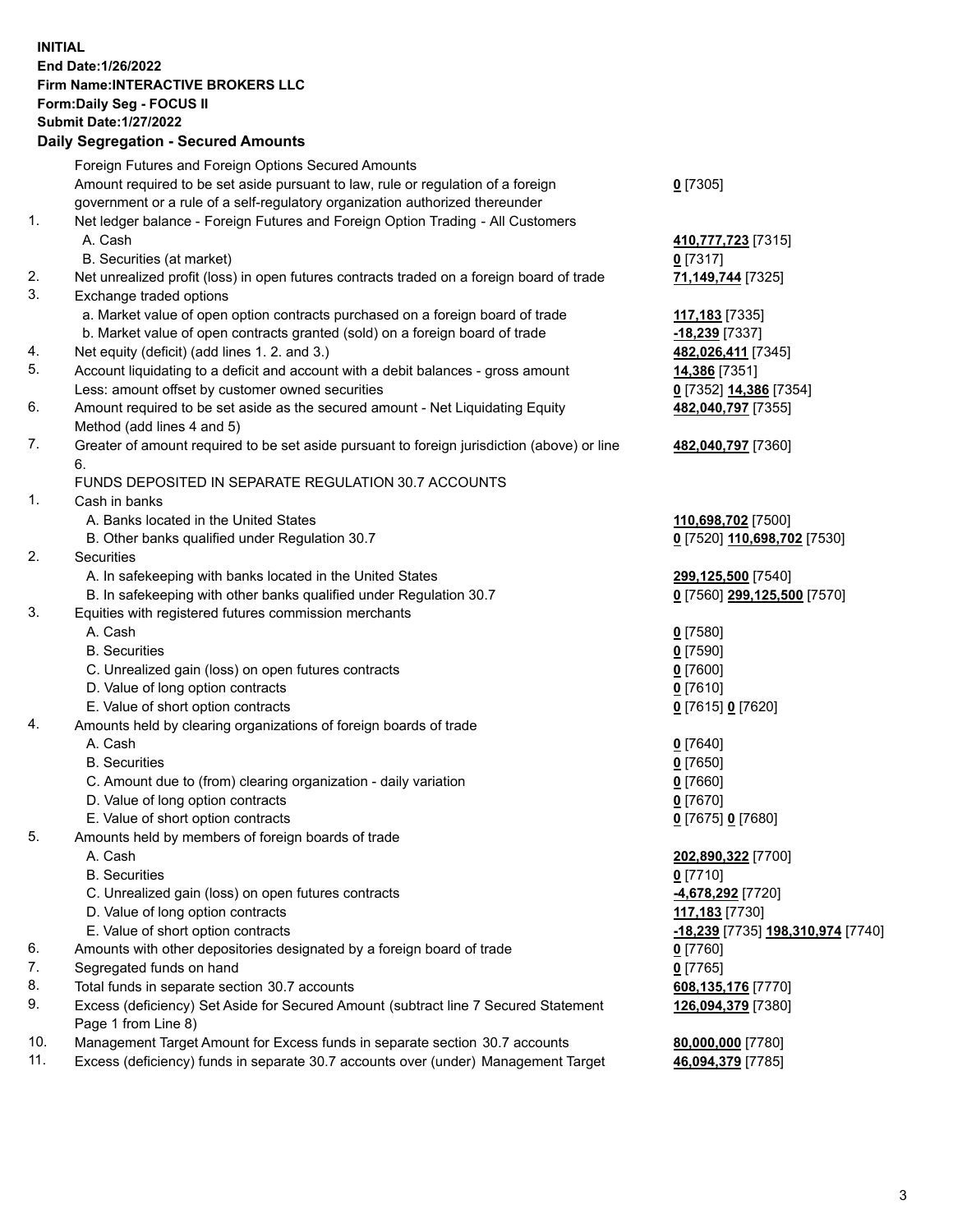**INITIAL**
**End Date:1/26/2022**
**Firm Name:INTERACTIVE BROKERS LLC**
**Form:Daily Seg - FOCUS II**
**Submit Date:1/27/2022**

## Daily Segregation - Secured Amounts

| | | |
|---|---|---|
| | Foreign Futures and Foreign Options Secured Amounts | |
| | Amount required to be set aside pursuant to law, rule or regulation of a foreign government or a rule of a self-regulatory organization authorized thereunder | **0** [7305] |
| 1. | Net ledger balance - Foreign Futures and Foreign Option Trading - All Customers | |
| | A. Cash | **410,777,723** [7315] |
| | B. Securities (at market) | **0** [7317] |
| 2. | Net unrealized profit (loss) in open futures contracts traded on a foreign board of trade | **71,149,744** [7325] |
| 3. | Exchange traded options | |
| | a. Market value of open option contracts purchased on a foreign board of trade | **117,183** [7335] |
| | b. Market value of open contracts granted (sold) on a foreign board of trade | **-18,239** [7337] |
| 4. | Net equity (deficit) (add lines 1. 2. and 3.) | **482,026,411** [7345] |
| 5. | Account liquidating to a deficit and account with a debit balances - gross amount | **14,386** [7351] |
| | Less: amount offset by customer owned securities | **0** [7352] **14,386** [7354] |
| 6. | Amount required to be set aside as the secured amount - Net Liquidating Equity Method (add lines 4 and 5) | **482,040,797** [7355] |
| 7. | Greater of amount required to be set aside pursuant to foreign jurisdiction (above) or line 6. | **482,040,797** [7360] |
| | FUNDS DEPOSITED IN SEPARATE REGULATION 30.7 ACCOUNTS | |
| 1. | Cash in banks | |
| | A. Banks located in the United States | **110,698,702** [7500] |
| | B. Other banks qualified under Regulation 30.7 | **0** [7520] **110,698,702** [7530] |
| 2. | Securities | |
| | A. In safekeeping with banks located in the United States | **299,125,500** [7540] |
| | B. In safekeeping with other banks qualified under Regulation 30.7 | **0** [7560] **299,125,500** [7570] |
| 3. | Equities with registered futures commission merchants | |
| | A. Cash | **0** [7580] |
| | B. Securities | **0** [7590] |
| | C. Unrealized gain (loss) on open futures contracts | **0** [7600] |
| | D. Value of long option contracts | **0** [7610] |
| | E. Value of short option contracts | **0** [7615] **0** [7620] |
| 4. | Amounts held by clearing organizations of foreign boards of trade | |
| | A. Cash | **0** [7640] |
| | B. Securities | **0** [7650] |
| | C. Amount due to (from) clearing organization - daily variation | **0** [7660] |
| | D. Value of long option contracts | **0** [7670] |
| | E. Value of short option contracts | **0** [7675] **0** [7680] |
| 5. | Amounts held by members of foreign boards of trade | |
| | A. Cash | **202,890,322** [7700] |
| | B. Securities | **0** [7710] |
| | C. Unrealized gain (loss) on open futures contracts | **-4,678,292** [7720] |
| | D. Value of long option contracts | **117,183** [7730] |
| | E. Value of short option contracts | **-18,239** [7735] **198,310,974** [7740] |
| 6. | Amounts with other depositories designated by a foreign board of trade | **0** [7760] |
| 7. | Segregated funds on hand | **0** [7765] |
| 8. | Total funds in separate section 30.7 accounts | **608,135,176** [7770] |
| 9. | Excess (deficiency) Set Aside for Secured Amount (subtract line 7 Secured Statement Page 1 from Line 8) | **126,094,379** [7380] |
| 10. | Management Target Amount for Excess funds in separate section 30.7 accounts | **80,000,000** [7780] |
| 11. | Excess (deficiency) funds in separate 30.7 accounts over (under) Management Target | **46,094,379** [7785] |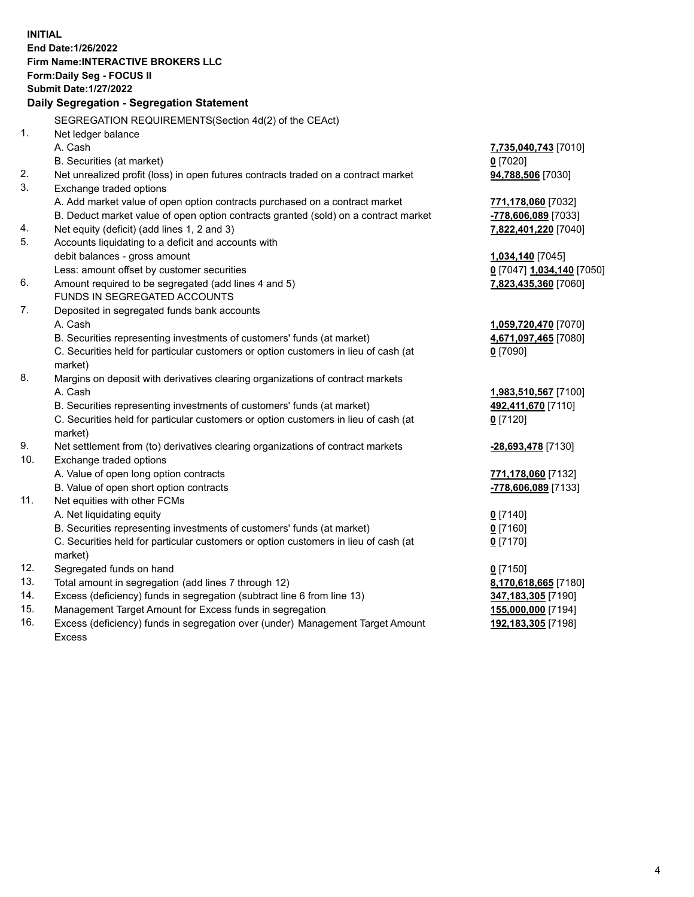**INITIAL**
**End Date:1/26/2022**
**Firm Name:INTERACTIVE BROKERS LLC**
**Form:Daily Seg - FOCUS II**
**Submit Date:1/27/2022**

## Daily Segregation - Segregation Statement

| | | |
|---|---|---|
| | SEGREGATION REQUIREMENTS(Section 4d(2) of the CEAct) | |
| 1. | Net ledger balance | |
| | A. Cash | **7,735,040,743** [7010] |
| | B. Securities (at market) | **0** [7020] |
| 2. | Net unrealized profit (loss) in open futures contracts traded on a contract market | **94,788,506** [7030] |
| 3. | Exchange traded options | |
| | A. Add market value of open option contracts purchased on a contract market | **771,178,060** [7032] |
| | B. Deduct market value of open option contracts granted (sold) on a contract market | **-778,606,089** [7033] |
| 4. | Net equity (deficit) (add lines 1, 2 and 3) | **7,822,401,220** [7040] |
| 5. | Accounts liquidating to a deficit and accounts with debit balances - gross amount | **1,034,140** [7045] |
| | Less: amount offset by customer securities | **0** [7047] **1,034,140** [7050] |
| 6. | Amount required to be segregated (add lines 4 and 5) | **7,823,435,360** [7060] |
| | FUNDS IN SEGREGATED ACCOUNTS | |
| 7. | Deposited in segregated funds bank accounts | |
| | A. Cash | **1,059,720,470** [7070] |
| | B. Securities representing investments of customers' funds (at market) | **4,671,097,465** [7080] |
| | C. Securities held for particular customers or option customers in lieu of cash (at market) | **0** [7090] |
| 8. | Margins on deposit with derivatives clearing organizations of contract markets | |
| | A. Cash | **1,983,510,567** [7100] |
| | B. Securities representing investments of customers' funds (at market) | **492,411,670** [7110] |
| | C. Securities held for particular customers or option customers in lieu of cash (at market) | **0** [7120] |
| 9. | Net settlement from (to) derivatives clearing organizations of contract markets | **-28,693,478** [7130] |
| 10. | Exchange traded options | |
| | A. Value of open long option contracts | **771,178,060** [7132] |
| | B. Value of open short option contracts | **-778,606,089** [7133] |
| 11. | Net equities with other FCMs | |
| | A. Net liquidating equity | **0** [7140] |
| | B. Securities representing investments of customers' funds (at market) | **0** [7160] |
| | C. Securities held for particular customers or option customers in lieu of cash (at market) | **0** [7170] |
| 12. | Segregated funds on hand | **0** [7150] |
| 13. | Total amount in segregation (add lines 7 through 12) | **8,170,618,665** [7180] |
| 14. | Excess (deficiency) funds in segregation (subtract line 6 from line 13) | **347,183,305** [7190] |
| 15. | Management Target Amount for Excess funds in segregation | **155,000,000** [7194] |
| 16. | Excess (deficiency) funds in segregation over (under) Management Target Amount Excess | **192,183,305** [7198] |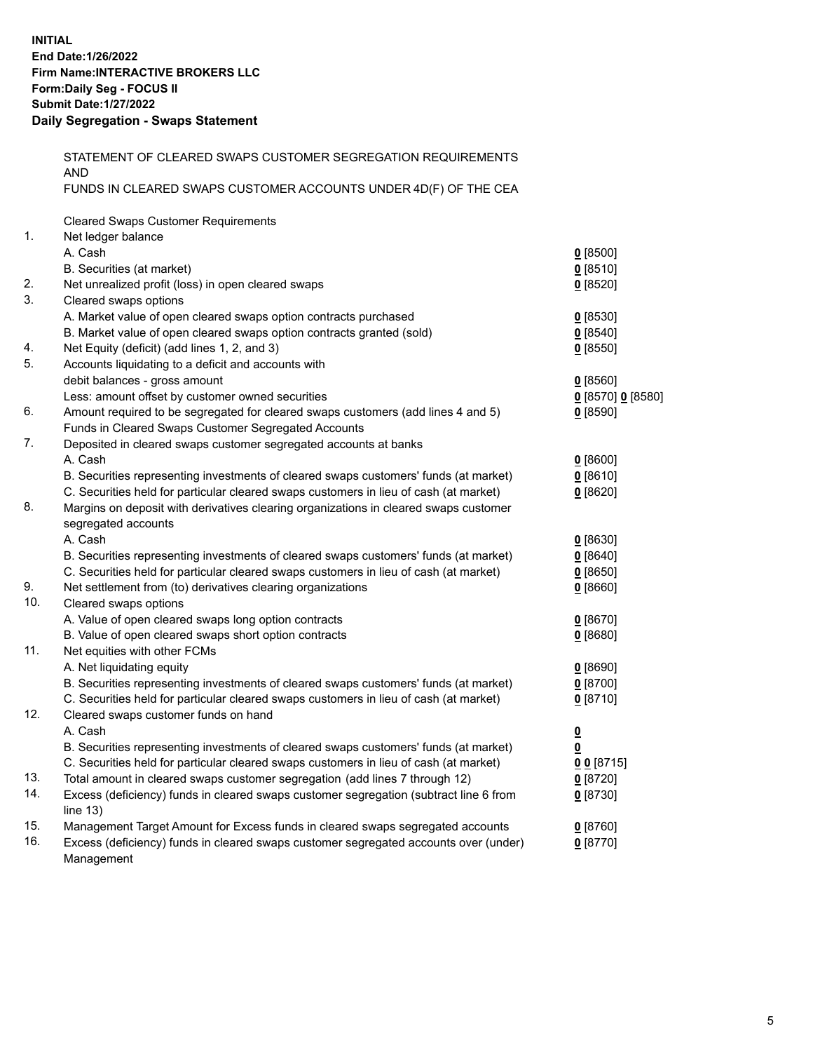**INITIAL**
**End Date:1/26/2022**
**Firm Name:INTERACTIVE BROKERS LLC**
**Form:Daily Seg - FOCUS II**
**Submit Date:1/27/2022**
**Daily Segregation - Swaps Statement**

STATEMENT OF CLEARED SWAPS CUSTOMER SEGREGATION REQUIREMENTS AND FUNDS IN CLEARED SWAPS CUSTOMER ACCOUNTS UNDER 4D(F) OF THE CEA

| | | |
|---|---|---|
| | Cleared Swaps Customer Requirements | |
| 1. | Net ledger balance | |
| | A. Cash | 0 [8500] |
| | B. Securities (at market) | 0 [8510] |
| 2. | Net unrealized profit (loss) in open cleared swaps | 0 [8520] |
| 3. | Cleared swaps options | |
| | A. Market value of open cleared swaps option contracts purchased | 0 [8530] |
| | B. Market value of open cleared swaps option contracts granted (sold) | 0 [8540] |
| 4. | Net Equity (deficit) (add lines 1, 2, and 3) | 0 [8550] |
| 5. | Accounts liquidating to a deficit and accounts with | |
| | debit balances - gross amount | 0 [8560] |
| | Less: amount offset by customer owned securities | 0 [8570] 0 [8580] |
| 6. | Amount required to be segregated for cleared swaps customers (add lines 4 and 5) | 0 [8590] |
| | Funds in Cleared Swaps Customer Segregated Accounts | |
| 7. | Deposited in cleared swaps customer segregated accounts at banks | |
| | A. Cash | 0 [8600] |
| | B. Securities representing investments of cleared swaps customers' funds (at market) | 0 [8610] |
| | C. Securities held for particular cleared swaps customers in lieu of cash (at market) | 0 [8620] |
| 8. | Margins on deposit with derivatives clearing organizations in cleared swaps customer segregated accounts | |
| | A. Cash | 0 [8630] |
| | B. Securities representing investments of cleared swaps customers' funds (at market) | 0 [8640] |
| | C. Securities held for particular cleared swaps customers in lieu of cash (at market) | 0 [8650] |
| 9. | Net settlement from (to) derivatives clearing organizations | 0 [8660] |
| 10. | Cleared swaps options | |
| | A. Value of open cleared swaps long option contracts | 0 [8670] |
| | B. Value of open cleared swaps short option contracts | 0 [8680] |
| 11. | Net equities with other FCMs | |
| | A. Net liquidating equity | 0 [8690] |
| | B. Securities representing investments of cleared swaps customers' funds (at market) | 0 [8700] |
| | C. Securities held for particular cleared swaps customers in lieu of cash (at market) | 0 [8710] |
| 12. | Cleared swaps customer funds on hand | |
| | A. Cash | 0 |
| | B. Securities representing investments of cleared swaps customers' funds (at market) | 0 |
| | C. Securities held for particular cleared swaps customers in lieu of cash (at market) | 0 0 [8715] |
| 13. | Total amount in cleared swaps customer segregation (add lines 7 through 12) | 0 [8720] |
| 14. | Excess (deficiency) funds in cleared swaps customer segregation (subtract line 6 from line 13) | 0 [8730] |
| 15. | Management Target Amount for Excess funds in cleared swaps segregated accounts | 0 [8760] |
| 16. | Excess (deficiency) funds in cleared swaps customer segregated accounts over (under) Management | 0 [8770] |